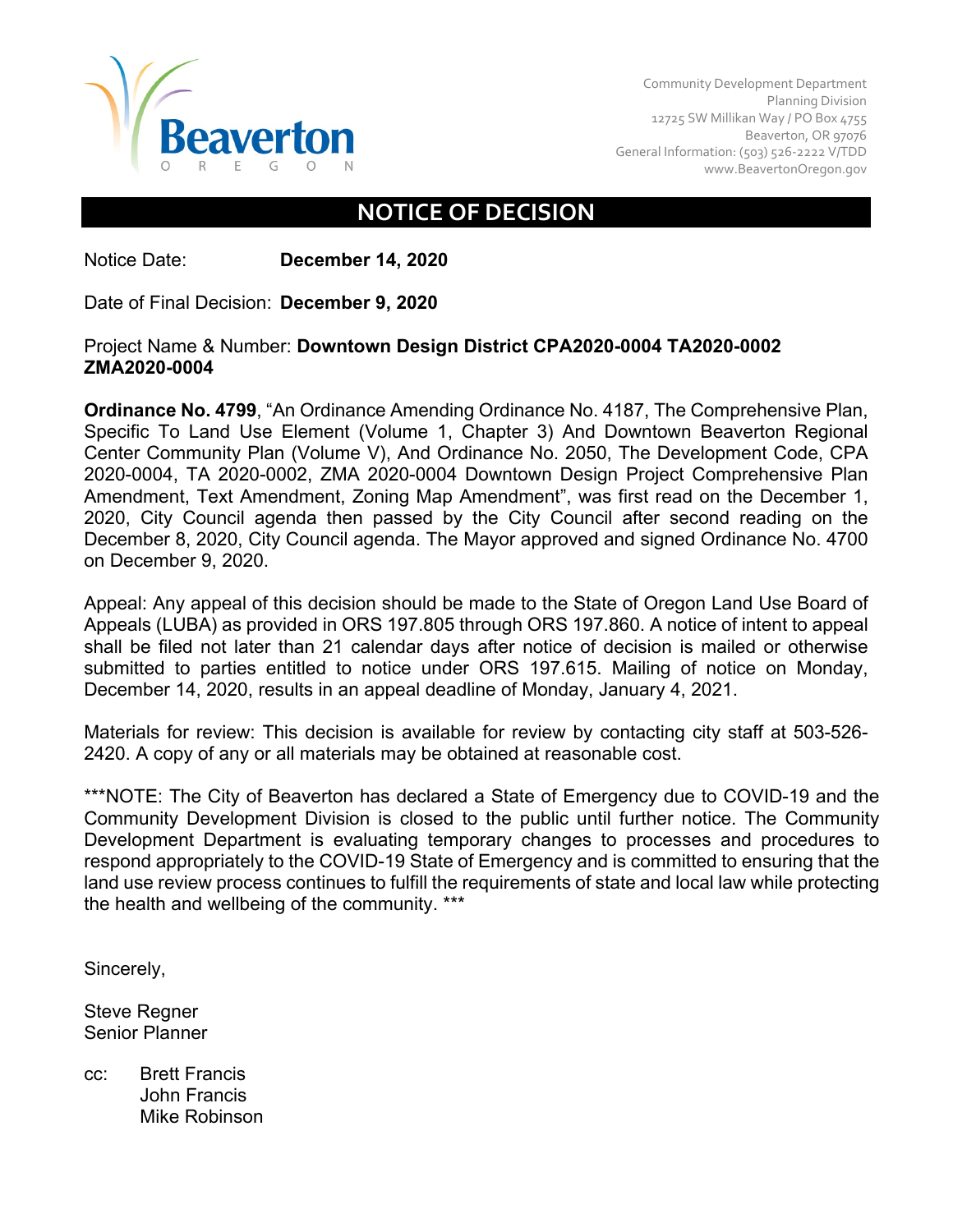Beaverton
OREGON

Community Development Department
Planning Division
12725 SW Millikan Way / PO Box 4755
Beaverton, OR 97076
General Information: (503) 526-2222 V/TDD
www.BeavertonOregon.gov

# NOTICE OF DECISION

Notice Date: **December 14, 2020**

Date of Final Decision: **December 9, 2020**

Project Name & Number: **Downtown Design District CPA2020-0004 TA2020-0002 ZMA2020-0004**

**Ordinance No. 4799**, "An Ordinance Amending Ordinance No. 4187, The Comprehensive Plan, Specific To Land Use Element (Volume 1, Chapter 3) And Downtown Beaverton Regional Center Community Plan (Volume V), And Ordinance No. 2050, The Development Code, CPA 2020-0004, TA 2020-0002, ZMA 2020-0004 Downtown Design Project Comprehensive Plan Amendment, Text Amendment, Zoning Map Amendment", was first read on the December 1, 2020, City Council agenda then passed by the City Council after second reading on the December 8, 2020, City Council agenda. The Mayor approved and signed Ordinance No. 4700 on December 9, 2020.

Appeal: Any appeal of this decision should be made to the State of Oregon Land Use Board of Appeals (LUBA) as provided in ORS 197.805 through ORS 197.860. A notice of intent to appeal shall be filed not later than 21 calendar days after notice of decision is mailed or otherwise submitted to parties entitled to notice under ORS 197.615. Mailing of notice on Monday, December 14, 2020, results in an appeal deadline of Monday, January 4, 2021.

Materials for review: This decision is available for review by contacting city staff at 503-526-2420. A copy of any or all materials may be obtained at reasonable cost.

***NOTE: The City of Beaverton has declared a State of Emergency due to COVID-19 and the Community Development Division is closed to the public until further notice. The Community Development Department is evaluating temporary changes to processes and procedures to respond appropriately to the COVID-19 State of Emergency and is committed to ensuring that the land use review process continues to fulfill the requirements of state and local law while protecting the health and wellbeing of the community. ***

Sincerely,

Steve Regner
Senior Planner

cc: Brett Francis
John Francis
Mike Robinson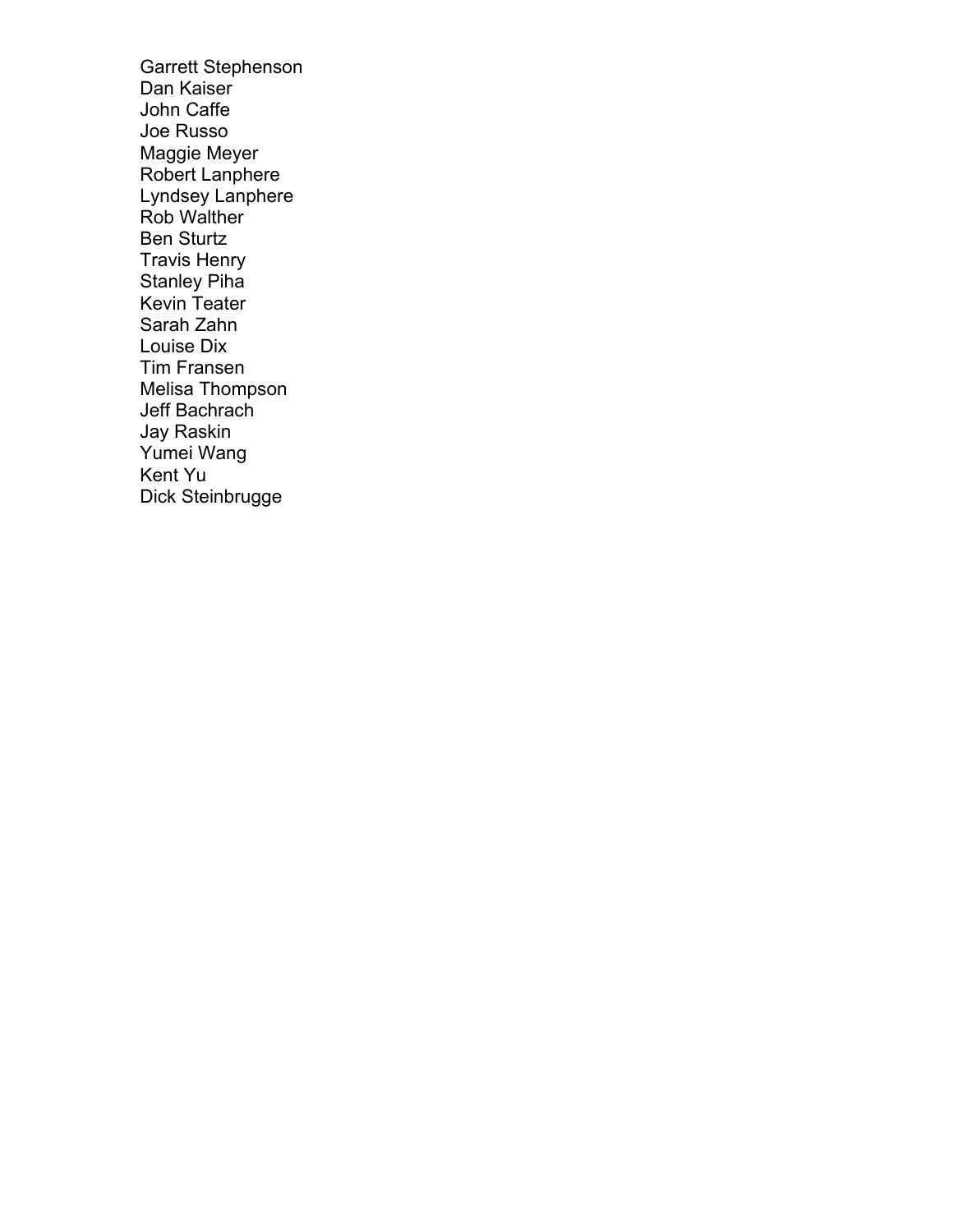Garrett Stephenson
Dan Kaiser
John Caffe
Joe Russo
Maggie Meyer
Robert Lanphere
Lyndsey Lanphere
Rob Walther
Ben Sturtz
Travis Henry
Stanley Piha
Kevin Teater
Sarah Zahn
Louise Dix
Tim Fransen
Melisa Thompson
Jeff Bachrach
Jay Raskin
Yumei Wang
Kent Yu
Dick Steinbrugge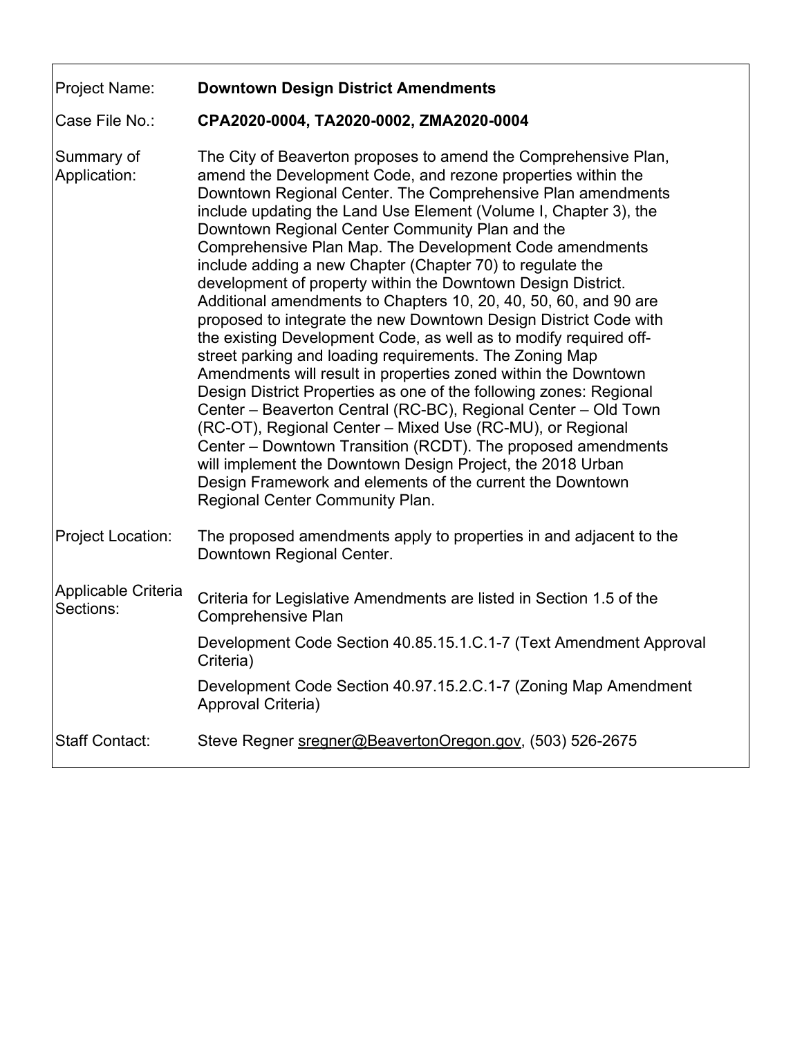| | |
|---|---|
| Project Name: | **Downtown Design District Amendments** |
| Case File No.: | **CPA2020-0004, TA2020-0002, ZMA2020-0004** |
| Summary of Application: | The City of Beaverton proposes to amend the Comprehensive Plan, amend the Development Code, and rezone properties within the Downtown Regional Center. The Comprehensive Plan amendments include updating the Land Use Element (Volume I, Chapter 3), the Downtown Regional Center Community Plan and the Comprehensive Plan Map. The Development Code amendments include adding a new Chapter (Chapter 70) to regulate the development of property within the Downtown Design District. Additional amendments to Chapters 10, 20, 40, 50, 60, and 90 are proposed to integrate the new Downtown Design District Code with the existing Development Code, as well as to modify required off-street parking and loading requirements. The Zoning Map Amendments will result in properties zoned within the Downtown Design District Properties as one of the following zones: Regional Center – Beaverton Central (RC-BC), Regional Center – Old Town (RC-OT), Regional Center – Mixed Use (RC-MU), or Regional Center – Downtown Transition (RCDT). The proposed amendments will implement the Downtown Design Project, the 2018 Urban Design Framework and elements of the current the Downtown Regional Center Community Plan. |
| Project Location: | The proposed amendments apply to properties in and adjacent to the Downtown Regional Center. |
| Applicable Criteria Sections: | Criteria for Legislative Amendments are listed in Section 1.5 of the Comprehensive Plan<br><br>Development Code Section 40.85.15.1.C.1-7 (Text Amendment Approval Criteria)<br><br>Development Code Section 40.97.15.2.C.1-7 (Zoning Map Amendment Approval Criteria) |
| Staff Contact: | Steve Regner sregner@BeavertonOregon.gov, (503) 526-2675 |